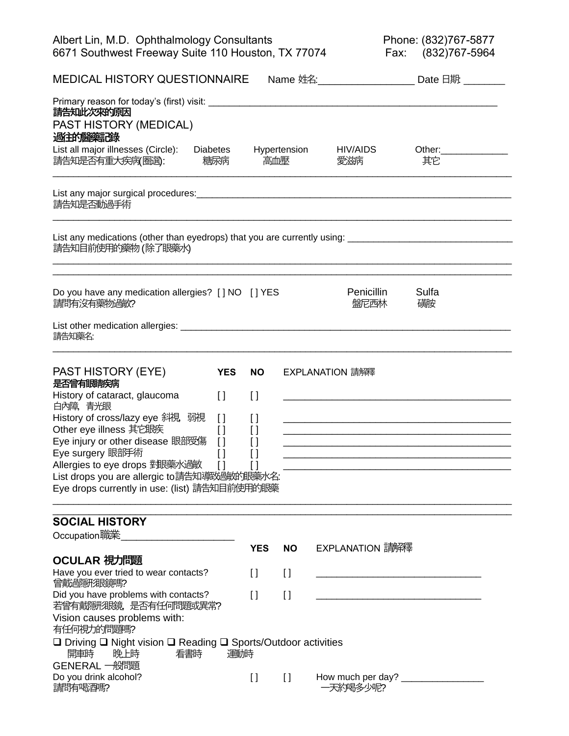Albert Lin, M.D. Ophthalmology Consultants
6671 Southwest Freeway Suite 110 Houston, TX 77074

Phone: (832)767-5877
Fax: (832)767-5964

# MEDICAL HISTORY QUESTIONNAIRE

Name 姓名:_________________ Date 日期: _______

Primary reason for today's (first) visit: ______________________________________________________
**請告知此次來的原因**

## PAST HISTORY (MEDICAL)
**過往的醫藥記錄**

List all major illnesses (Circle): Diabetes Hypertension HIV/AIDS Other:_____________
請告知是否有重大疾病(圈選): 糖尿病 高血壓 愛滋病 其它
_____________________________________________________________________________________

List any major surgical procedures:______________________________________________________________
請告知是否動過手術
_____________________________________________________________________________________

List any medications (other than eyedrops) that you are currently using: _______________________________
請告知目前使用的藥物 (除了眼藥水)
_____________________________________________________________________________________
_____________________________________________________________________________________

Do you have any medication allergies? [ ] NO [ ] YES Penicillin Sulfa
請問有沒有藥物過敏? 盤尼西林 磺胺

List other medication allergies: _____________________________________________________________
請告知藥名:
_____________________________________________________________________________________

## PAST HISTORY (EYE)
**是否曾有眼睛疾病**

| | YES | NO | EXPLANATION 請解釋 |
|---|---|---|---|
| History of cataract, glaucoma 白內障, 青光眼 | [ ] | [ ] | ______________________ |
| History of cross/lazy eye 斜視, 弱視 | [ ] | [ ] | ______________________ |
| Other eye illness 其它眼疾 | [ ] | [ ] | ______________________ |
| Eye injury or other disease 眼部受傷 | [ ] | [ ] | ______________________ |
| Eye surgery 眼部手術 | [ ] | [ ] | ______________________ |
| Allergies to eye drops 對眼藥水過敏 | [ ] | [ ] | ______________________ |

List drops you are allergic to請告知導致過敏的眼藥水名:
Eye drops currently in use: (list) 請告知目前使用的眼藥
_____________________________________________________________________________________
_____________________________________________________________________________________

## SOCIAL HISTORY

Occupation職業_____________________

### OCULAR 視力問題

| | YES | NO | EXPLANATION 請解釋 |
|---|---|---|---|
| Have you ever tried to wear contacts? 曾戴過隱形眼鏡嗎? | [ ] | [ ] | ______________________ |
| Did you have problems with contacts? 若曾有戴隱形眼鏡, 是否有任何問題或異常? | [ ] | [ ] | ______________________ |

Vision causes problems with:
有任何視力的問題嗎?

❑ Driving ❑ Night vision ❑ Reading ❑ Sports/Outdoor activities
開車時 晚上時 看書時 運動時

GENERAL 一般問題

| | YES | NO | |
|---|---|---|---|
| Do you drink alcohol? 請問有喝酒嗎? | [ ] | [ ] | How much per day? _______________ 一天約喝多少呢? |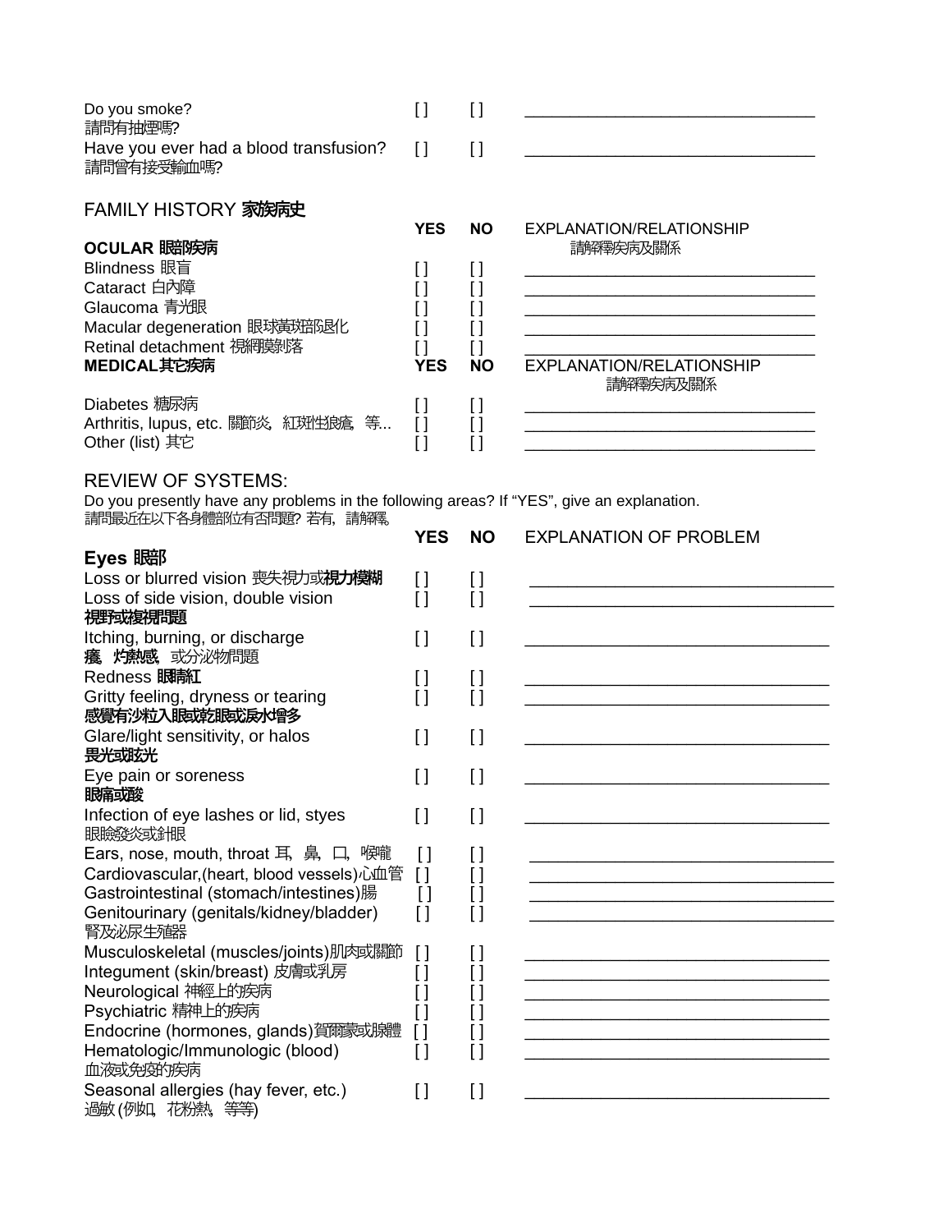| | | | |
|---|---|---|---|
| Do you smoke?<br>請問有抽煙嗎? | [ ] | [ ] | ________________________________ |
| Have you ever had a blood transfusion?<br>請問曾有接受輸血嗎? | [ ] | [ ] | ________________________________ |

## FAMILY HISTORY 家族病史

| **OCULAR 眼部疾病** | **YES** | **NO** | EXPLANATION/RELATIONSHIP<br>請解釋疾病及關係 |
|---|---|---|---|
| Blindness 眼盲 | [ ] | [ ] | ________________________________ |
| Cataract 白內障 | [ ] | [ ] | ________________________________ |
| Glaucoma 青光眼 | [ ] | [ ] | ________________________________ |
| Macular degeneration 眼球黃斑部退化 | [ ] | [ ] | ________________________________ |
| Retinal detachment 視網膜剝落 | [ ] | [ ] | ________________________________ |

| **MEDICAL其它疾病** | **YES** | **NO** | EXPLANATION/RELATIONSHIP<br>請解釋疾病及關係 |
|---|---|---|---|
| Diabetes 糖尿病 | [ ] | [ ] | ________________________________ |
| Arthritis, lupus, etc. 關節炎, 紅斑性狼瘡, 等... | [ ] | [ ] | ________________________________ |
| Other (list) 其它 | [ ] | [ ] | ________________________________ |

## REVIEW OF SYSTEMS:

Do you presently have any problems in the following areas? If "YES", give an explanation.
請問最近在以下各身體部位有否問題? 若有, 請解釋。

| **Eyes 眼部** | **YES** | **NO** | EXPLANATION OF PROBLEM |
|---|---|---|---|
| Loss or blurred vision 喪失視力或**視力模糊** | [ ] | [ ] | ________________________________ |
| Loss of side vision, double vision<br>**視野或複視問題** | [ ] | [ ] | ________________________________ |
| Itching, burning, or discharge<br>**癢, 灼熱感**, 或分泌物問題 | [ ] | [ ] | ________________________________ |
| Redness **眼睛紅** | [ ] | [ ] | ________________________________ |
| Gritty feeling, dryness or tearing<br>**感覺有沙粒入眼或乾眼或淚水增多** | [ ] | [ ] | ________________________________ |
| Glare/light sensitivity, or halos<br>**畏光或眩光** | [ ] | [ ] | ________________________________ |
| Eye pain or soreness<br>**眼痛或酸** | [ ] | [ ] | ________________________________ |
| Infection of eye lashes or lid, styes<br>眼瞼發炎或針眼 | [ ] | [ ] | ________________________________ |
| Ears, nose, mouth, throat 耳, 鼻, 口, 喉嚨 | [ ] | [ ] | ________________________________ |
| Cardiovascular,(heart, blood vessels)心血管 | [ ] | [ ] | ________________________________ |
| Gastrointestinal (stomach/intestines)腸 | [ ] | [ ] | ________________________________ |
| Genitourinary (genitals/kidney/bladder)<br>腎及泌尿生殖器 | [ ] | [ ] | ________________________________ |
| Musculoskeletal (muscles/joints)肌肉或關節 | [ ] | [ ] | ________________________________ |
| Integument (skin/breast) 皮膚或乳房 | [ ] | [ ] | ________________________________ |
| Neurological 神經上的疾病 | [ ] | [ ] | ________________________________ |
| Psychiatric 精神上的疾病 | [ ] | [ ] | ________________________________ |
| Endocrine (hormones, glands)賀爾蒙或腺體 | [ ] | [ ] | ________________________________ |
| Hematologic/Immunologic (blood)<br>血液或免疫的疾病 | [ ] | [ ] | ________________________________ |
| Seasonal allergies (hay fever, etc.)<br>過敏 (例如, 花粉熱, 等等) | [ ] | [ ] | ________________________________ |